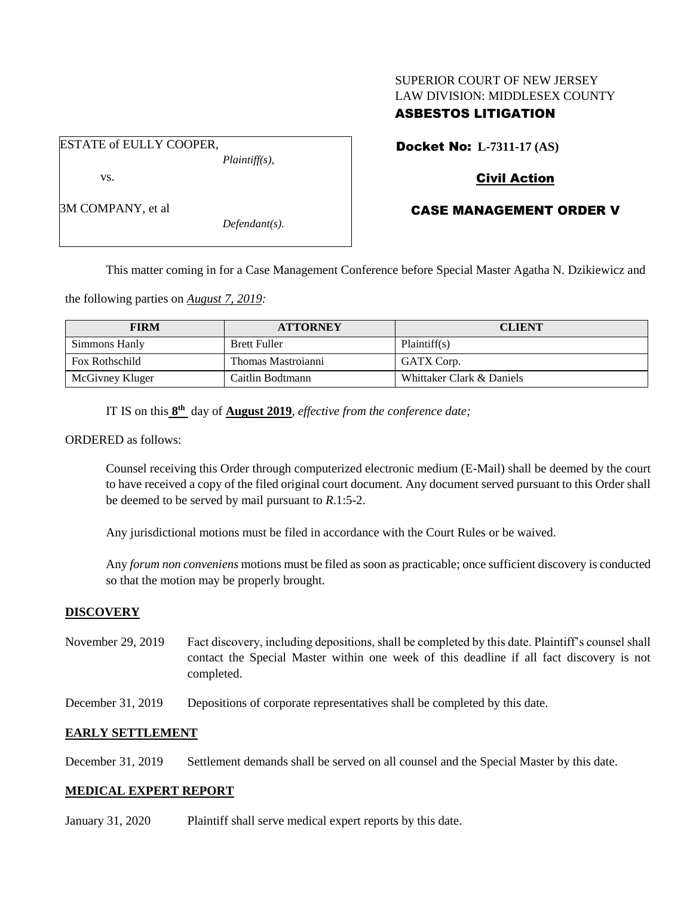SUPERIOR COURT OF NEW JERSEY
LAW DIVISION: MIDDLESEX COUNTY
**ASBESTOS LITIGATION**

ESTATE of EULLY COOPER,
*Plaintiff(s),*

vs.

3M COMPANY, et al
*Defendant(s).*

**Docket No: L-7311-17 (AS)**

**Civil Action**

**CASE MANAGEMENT ORDER V**

This matter coming in for a Case Management Conference before Special Master Agatha N. Dzikiewicz and the following parties on ***August 7, 2019:***

| FIRM | ATTORNEY | CLIENT |
|---|---|---|
| Simmons Hanly | Brett Fuller | Plaintiff(s) |
| Fox Rothschild | Thomas Mastroianni | GATX Corp. |
| McGivney Kluger | Caitlin Bodtmann | Whittaker Clark & Daniels |

IT IS on this **8th** day of **August 2019**, *effective from the conference date;*

ORDERED as follows:

Counsel receiving this Order through computerized electronic medium (E-Mail) shall be deemed by the court to have received a copy of the filed original court document. Any document served pursuant to this Order shall be deemed to be served by mail pursuant to *R*.1:5-2.

Any jurisdictional motions must be filed in accordance with the Court Rules or be waived.

Any *forum non conveniens* motions must be filed as soon as practicable; once sufficient discovery is conducted so that the motion may be properly brought.

**DISCOVERY**

November 29, 2019 — Fact discovery, including depositions, shall be completed by this date. Plaintiff's counsel shall contact the Special Master within one week of this deadline if all fact discovery is not completed.

December 31, 2019 — Depositions of corporate representatives shall be completed by this date.

**EARLY SETTLEMENT**

December 31, 2019 — Settlement demands shall be served on all counsel and the Special Master by this date.

**MEDICAL EXPERT REPORT**

January 31, 2020 — Plaintiff shall serve medical expert reports by this date.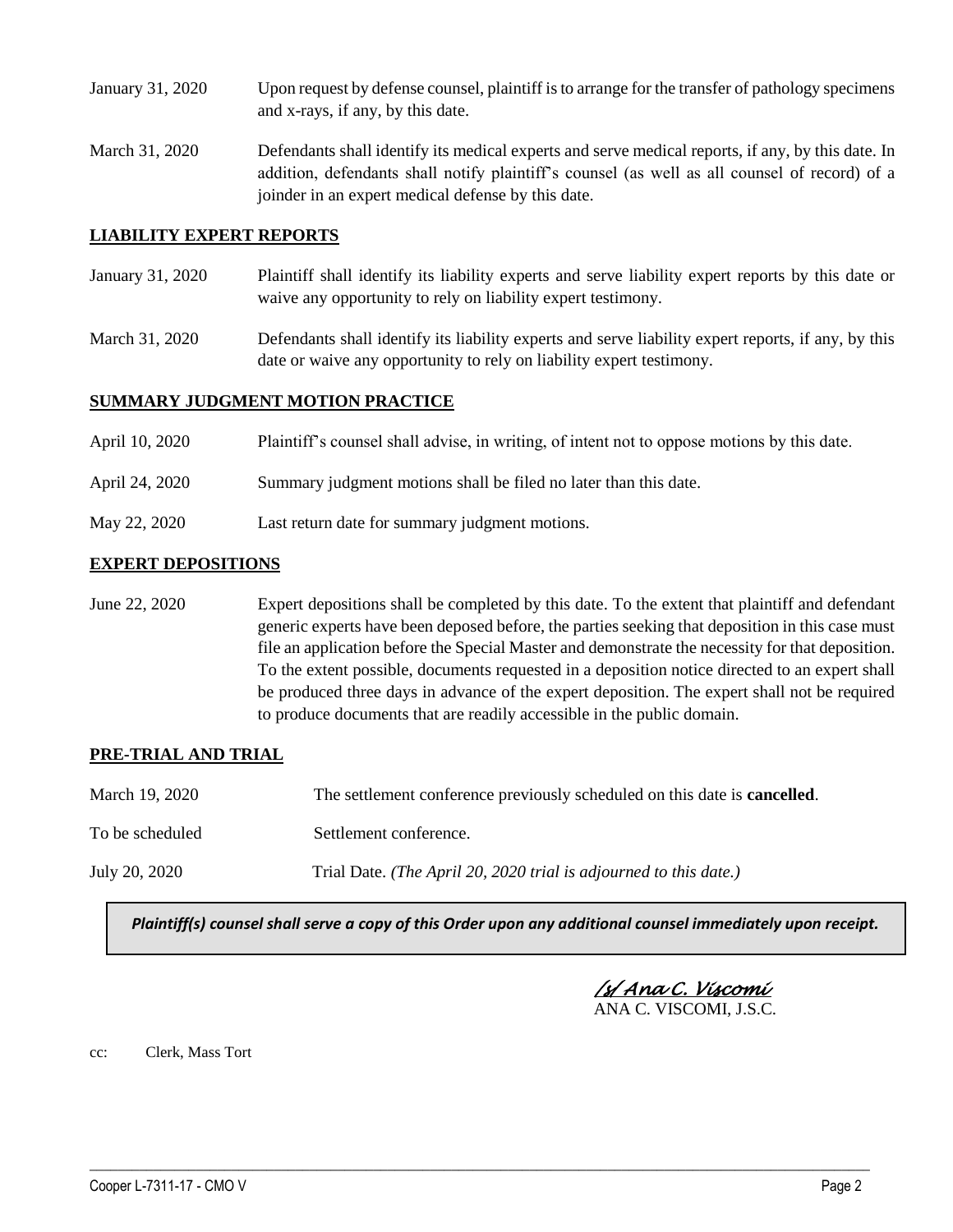| | |
|---|---|
| January 31, 2020 | Upon request by defense counsel, plaintiff is to arrange for the transfer of pathology specimens and x-rays, if any, by this date. |
| March 31, 2020 | Defendants shall identify its medical experts and serve medical reports, if any, by this date. In addition, defendants shall notify plaintiff's counsel (as well as all counsel of record) of a joinder in an expert medical defense by this date. |

## LIABILITY EXPERT REPORTS

| | |
|---|---|
| January 31, 2020 | Plaintiff shall identify its liability experts and serve liability expert reports by this date or waive any opportunity to rely on liability expert testimony. |
| March 31, 2020 | Defendants shall identify its liability experts and serve liability expert reports, if any, by this date or waive any opportunity to rely on liability expert testimony. |

## SUMMARY JUDGMENT MOTION PRACTICE

| | |
|---|---|
| April 10, 2020 | Plaintiff's counsel shall advise, in writing, of intent not to oppose motions by this date. |
| April 24, 2020 | Summary judgment motions shall be filed no later than this date. |
| May 22, 2020 | Last return date for summary judgment motions. |

## EXPERT DEPOSITIONS

| | |
|---|---|
| June 22, 2020 | Expert depositions shall be completed by this date. To the extent that plaintiff and defendant generic experts have been deposed before, the parties seeking that deposition in this case must file an application before the Special Master and demonstrate the necessity for that deposition. To the extent possible, documents requested in a deposition notice directed to an expert shall be produced three days in advance of the expert deposition. The expert shall not be required to produce documents that are readily accessible in the public domain. |

## PRE-TRIAL AND TRIAL

| | |
|---|---|
| March 19, 2020 | The settlement conference previously scheduled on this date is **cancelled**. |
| To be scheduled | Settlement conference. |
| July 20, 2020 | Trial Date. *(The April 20, 2020 trial is adjourned to this date.)* |

***Plaintiff(s) counsel shall serve a copy of this Order upon any additional counsel immediately upon receipt.***

*/s/ Ana C. Viscomi*
ANA C. VISCOMI, J.S.C.

cc: Clerk, Mass Tort